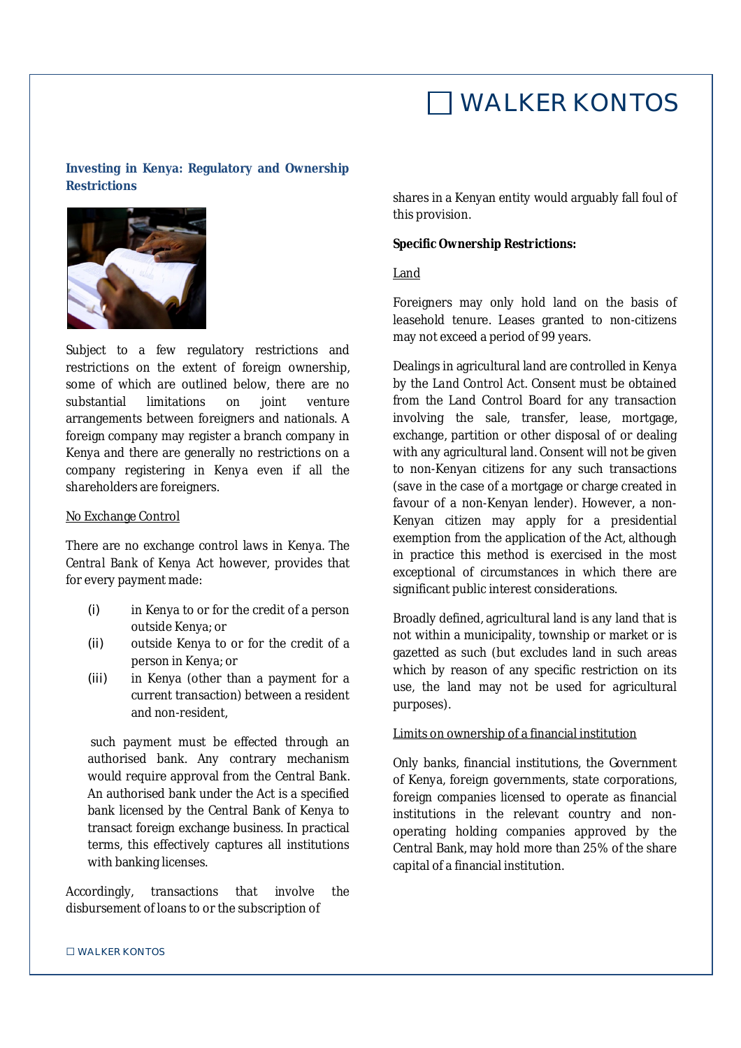# WALKER KONTOS

## Investing in Kenya: Regulatory and Ownership Restrictions

Subject to a few regulatory restrictions and restrictions on the extent of foreign ownership, some of which are outlined below, there are no substantial limitations on joint venture arrangements between foreigners and nationals. A foreign company may register a branch company in Kenya and there are generally no restrictions on a company registering in Kenya even if all the shareholders are foreigners.

### No Exchange Control

There are no exchange control laws in Kenya. The *Central Bank of Kenya Act* however, provides that for every payment made:

(i) in Kenya to or for the credit of a person outside Kenya; or

(ii) outside Kenya to or for the credit of a person in Kenya; or

(iii) in Kenya (other than a payment for a current transaction) between a resident and non-resident,

such payment must be effected through an authorised bank. Any contrary mechanism would require approval from the Central Bank. An authorised bank under the Act is a specified bank licensed by the Central Bank of Kenya to transact foreign exchange business. In practical terms, this effectively captures all institutions with banking licenses.

Accordingly, transactions that involve the disbursement of loans to or the subscription of shares in a Kenyan entity would arguably fall foul of this provision.

### Specific Ownership Restrictions:

#### Land

Foreigners may only hold land on the basis of leasehold tenure. Leases granted to non-citizens may not exceed a period of 99 years.

Dealings in agricultural land are controlled in Kenya by the *Land Control Act*. Consent must be obtained from the Land Control Board for any transaction involving the sale, transfer, lease, mortgage, exchange, partition or other disposal of or dealing with any agricultural land. Consent will not be given to non-Kenyan citizens for any such transactions (save in the case of a mortgage or charge created in favour of a non-Kenyan lender). However, a non-Kenyan citizen may apply for a presidential exemption from the application of the Act, although in practice this method is exercised in the most exceptional of circumstances in which there are significant public interest considerations.

Broadly defined, agricultural land is any land that is not within a municipality, township or market or is gazetted as such (but excludes land in such areas which by reason of any specific restriction on its use, the land may not be used for agricultural purposes).

#### Limits on ownership of a financial institution

Only banks, financial institutions, the Government of Kenya, foreign governments, state corporations, foreign companies licensed to operate as financial institutions in the relevant country and non-operating holding companies approved by the Central Bank, may hold more than 25% of the share capital of a financial institution.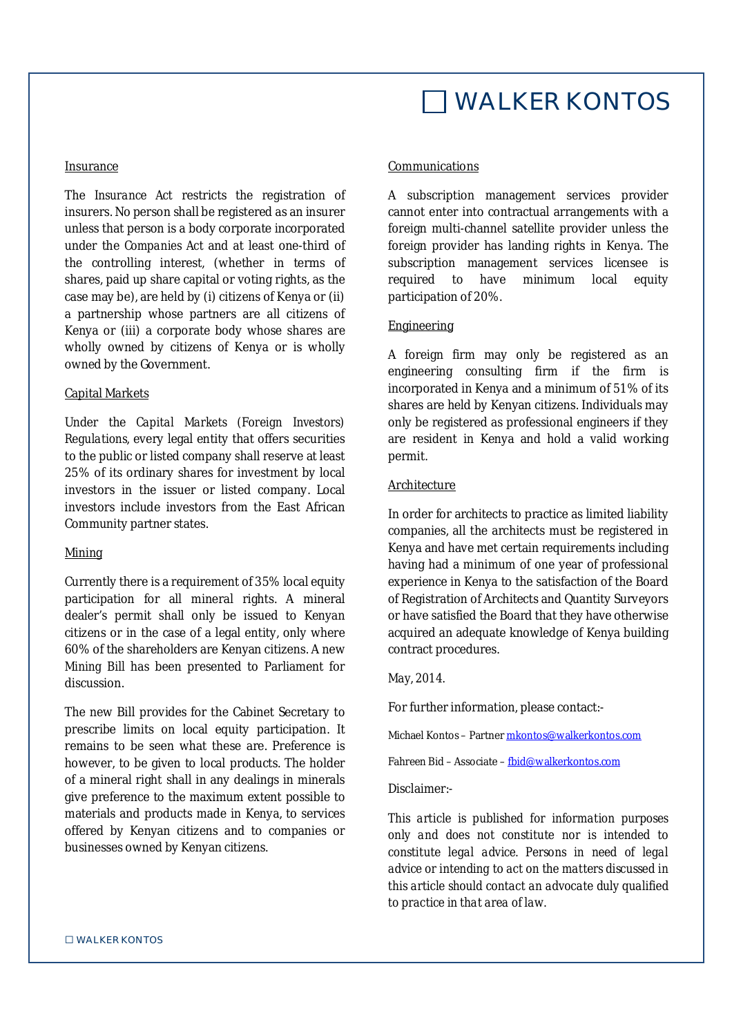### Insurance

The *Insurance Act* restricts the registration of insurers. No person shall be registered as an insurer unless that person is a body corporate incorporated under the *Companies Act* and at least one-third of the controlling interest, (whether in terms of shares, paid up share capital or voting rights, as the case may be), are held by (i) citizens of Kenya or (ii) a partnership whose partners are all citizens of Kenya or (iii) a corporate body whose shares are wholly owned by citizens of Kenya or is wholly owned by the Government.

### Capital Markets

Under the *Capital Markets (Foreign Investors) Regulations*, every legal entity that offers securities to the public or listed company shall reserve at least 25% of its ordinary shares for investment by local investors in the issuer or listed company. Local investors include investors from the East African Community partner states.

### Mining

Currently there is a requirement of 35% local equity participation for all mineral rights. A mineral dealer's permit shall only be issued to Kenyan citizens or in the case of a legal entity, only where 60% of the shareholders are Kenyan citizens. A new Mining Bill has been presented to Parliament for discussion.

The new Bill provides for the Cabinet Secretary to prescribe limits on local equity participation. It remains to be seen what these are. Preference is however, to be given to local products. The holder of a mineral right shall in any dealings in minerals give preference to the maximum extent possible to materials and products made in Kenya, to services offered by Kenyan citizens and to companies or businesses owned by Kenyan citizens.

### Communications

A subscription management services provider cannot enter into contractual arrangements with a foreign multi-channel satellite provider unless the foreign provider has landing rights in Kenya. The subscription management services licensee is required to have minimum local equity participation of 20%.

### Engineering

A foreign firm may only be registered as an engineering consulting firm if the firm is incorporated in Kenya and a minimum of 51% of its shares are held by Kenyan citizens. Individuals may only be registered as professional engineers if they are resident in Kenya and hold a valid working permit.

### Architecture

In order for architects to practice as limited liability companies, all the architects must be registered in Kenya and have met certain requirements including having had a minimum of one year of professional experience in Kenya to the satisfaction of the Board of Registration of Architects and Quantity Surveyors or have satisfied the Board that they have otherwise acquired an adequate knowledge of Kenya building contract procedures.

May, 2014.

For further information, please contact:-

Michael Kontos – Partner mkontos@walkerkontos.com

Fahreen Bid – Associate – fbid@walkerkontos.com

Disclaimer:-

*This article is published for information purposes only and does not constitute nor is intended to constitute legal advice. Persons in need of legal advice or intending to act on the matters discussed in this article should contact an advocate duly qualified to practice in that area of law.*